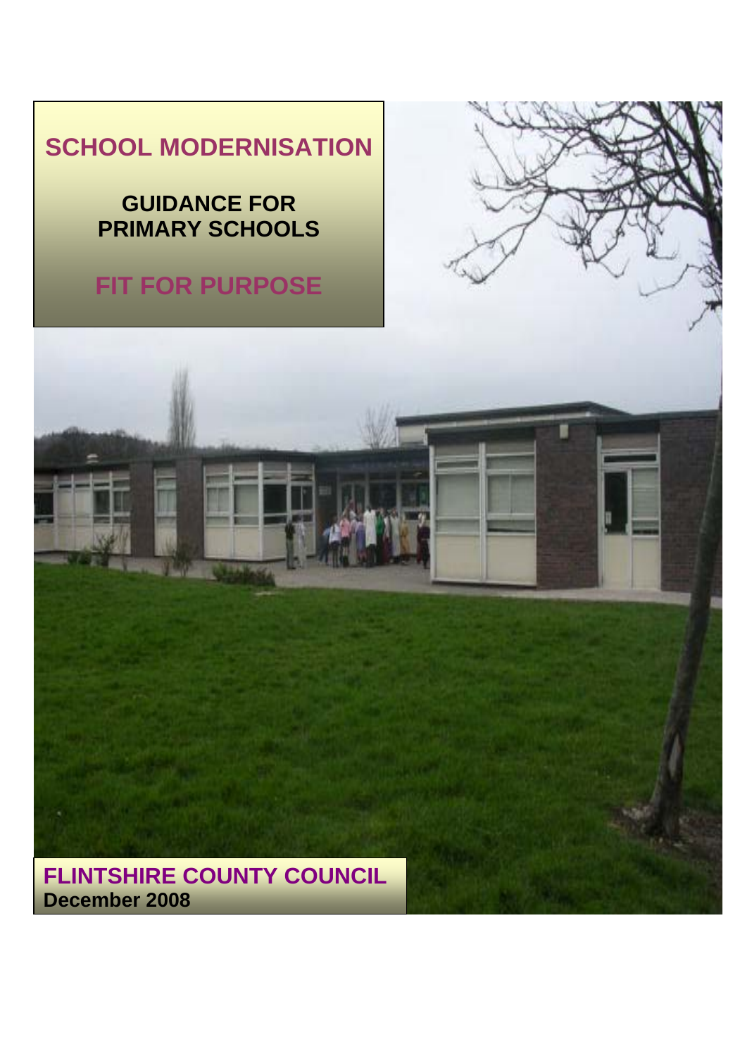# SCHOOL MODERNISATION

## GUIDANCE FOR PRIMARY SCHOOLS

## FIT FOR PURPOSE

**FLINTSHIRE COUNTY COUNCIL**
**December 2008**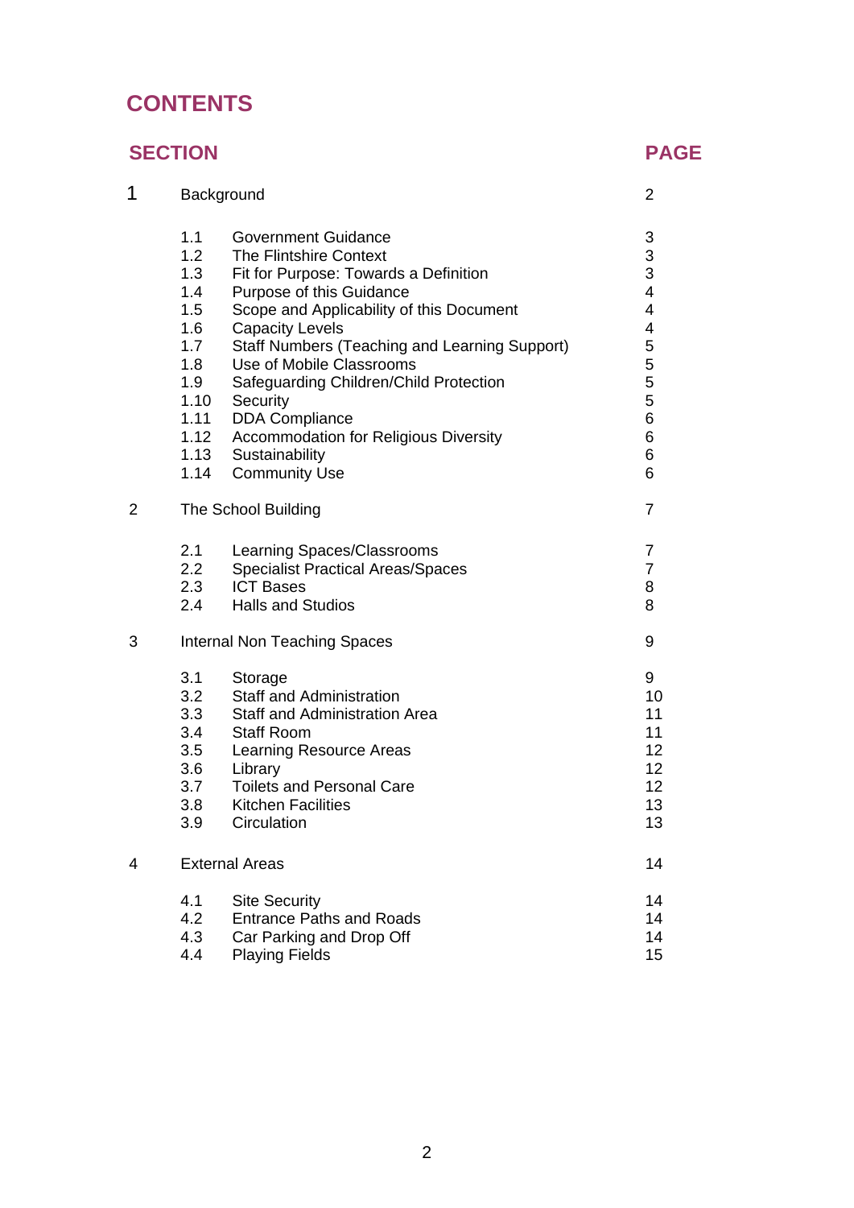# CONTENTS

| SECTION | | | PAGE |
|---|---|---|---|
| 1 | Background | | 2 |
| | 1.1 | Government Guidance | 3 |
| | 1.2 | The Flintshire Context | 3 |
| | 1.3 | Fit for Purpose: Towards a Definition | 3 |
| | 1.4 | Purpose of this Guidance | 4 |
| | 1.5 | Scope and Applicability of this Document | 4 |
| | 1.6 | Capacity Levels | 4 |
| | 1.7 | Staff Numbers (Teaching and Learning Support) | 5 |
| | 1.8 | Use of Mobile Classrooms | 5 |
| | 1.9 | Safeguarding Children/Child Protection | 5 |
| | 1.10 | Security | 5 |
| | 1.11 | DDA Compliance | 6 |
| | 1.12 | Accommodation for Religious Diversity | 6 |
| | 1.13 | Sustainability | 6 |
| | 1.14 | Community Use | 6 |
| 2 | The School Building | | 7 |
| | 2.1 | Learning Spaces/Classrooms | 7 |
| | 2.2 | Specialist Practical Areas/Spaces | 7 |
| | 2.3 | ICT Bases | 8 |
| | 2.4 | Halls and Studios | 8 |
| 3 | Internal Non Teaching Spaces | | 9 |
| | 3.1 | Storage | 9 |
| | 3.2 | Staff and Administration | 10 |
| | 3.3 | Staff and Administration Area | 11 |
| | 3.4 | Staff Room | 11 |
| | 3.5 | Learning Resource Areas | 12 |
| | 3.6 | Library | 12 |
| | 3.7 | Toilets and Personal Care | 12 |
| | 3.8 | Kitchen Facilities | 13 |
| | 3.9 | Circulation | 13 |
| 4 | External Areas | | 14 |
| | 4.1 | Site Security | 14 |
| | 4.2 | Entrance Paths and Roads | 14 |
| | 4.3 | Car Parking and Drop Off | 14 |
| | 4.4 | Playing Fields | 15 |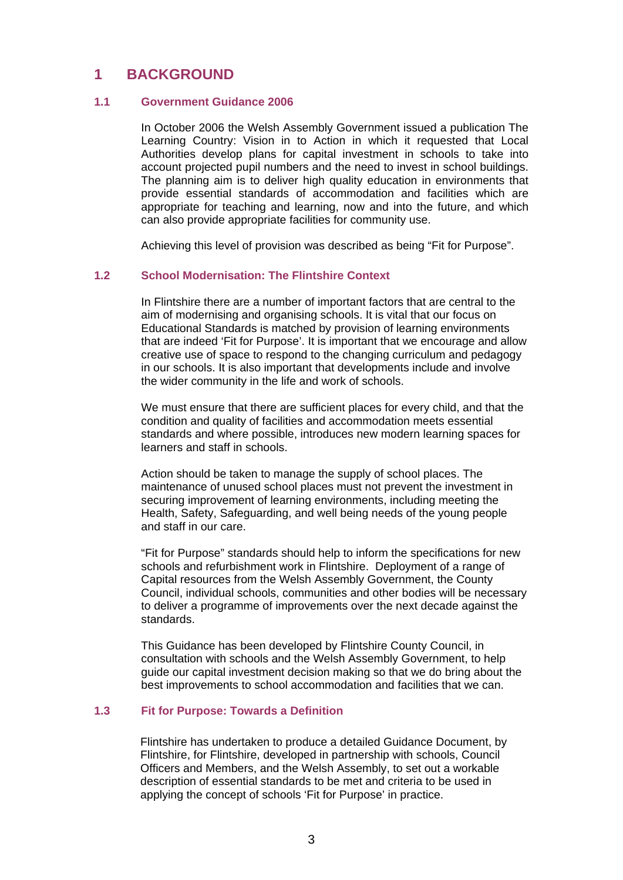# 1 BACKGROUND

## 1.1 Government Guidance 2006

In October 2006 the Welsh Assembly Government issued a publication The Learning Country: Vision in to Action in which it requested that Local Authorities develop plans for capital investment in schools to take into account projected pupil numbers and the need to invest in school buildings. The planning aim is to deliver high quality education in environments that provide essential standards of accommodation and facilities which are appropriate for teaching and learning, now and into the future, and which can also provide appropriate facilities for community use.

Achieving this level of provision was described as being "Fit for Purpose".

## 1.2 School Modernisation: The Flintshire Context

In Flintshire there are a number of important factors that are central to the aim of modernising and organising schools. It is vital that our focus on Educational Standards is matched by provision of learning environments that are indeed 'Fit for Purpose'. It is important that we encourage and allow creative use of space to respond to the changing curriculum and pedagogy in our schools. It is also important that developments include and involve the wider community in the life and work of schools.

We must ensure that there are sufficient places for every child, and that the condition and quality of facilities and accommodation meets essential standards and where possible, introduces new modern learning spaces for learners and staff in schools.

Action should be taken to manage the supply of school places. The maintenance of unused school places must not prevent the investment in securing improvement of learning environments, including meeting the Health, Safety, Safeguarding, and well being needs of the young people and staff in our care.

"Fit for Purpose" standards should help to inform the specifications for new schools and refurbishment work in Flintshire. Deployment of a range of Capital resources from the Welsh Assembly Government, the County Council, individual schools, communities and other bodies will be necessary to deliver a programme of improvements over the next decade against the standards.

This Guidance has been developed by Flintshire County Council, in consultation with schools and the Welsh Assembly Government, to help guide our capital investment decision making so that we do bring about the best improvements to school accommodation and facilities that we can.

## 1.3 Fit for Purpose: Towards a Definition

Flintshire has undertaken to produce a detailed Guidance Document, by Flintshire, for Flintshire, developed in partnership with schools, Council Officers and Members, and the Welsh Assembly, to set out a workable description of essential standards to be met and criteria to be used in applying the concept of schools 'Fit for Purpose' in practice.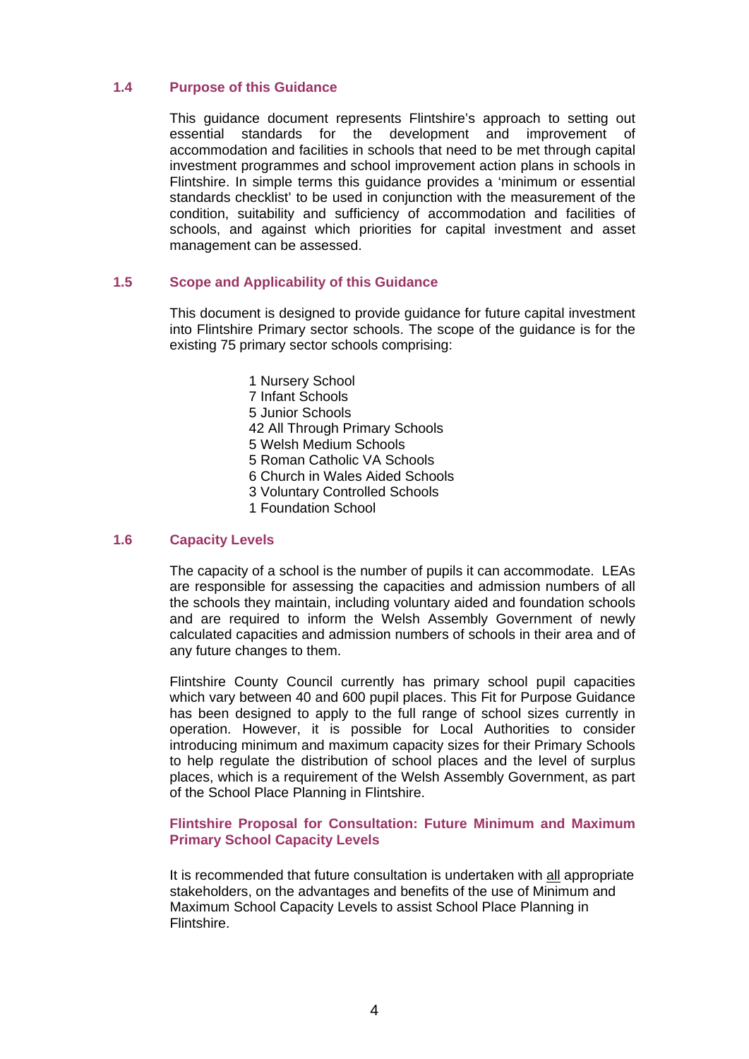## 1.4 Purpose of this Guidance

This guidance document represents Flintshire's approach to setting out essential standards for the development and improvement of accommodation and facilities in schools that need to be met through capital investment programmes and school improvement action plans in schools in Flintshire. In simple terms this guidance provides a 'minimum or essential standards checklist' to be used in conjunction with the measurement of the condition, suitability and sufficiency of accommodation and facilities of schools, and against which priorities for capital investment and asset management can be assessed.

## 1.5 Scope and Applicability of this Guidance

This document is designed to provide guidance for future capital investment into Flintshire Primary sector schools. The scope of the guidance is for the existing 75 primary sector schools comprising:

- 1 Nursery School
- 7 Infant Schools
- 5 Junior Schools
- 42 All Through Primary Schools
- 5 Welsh Medium Schools
- 5 Roman Catholic VA Schools
- 6 Church in Wales Aided Schools
- 3 Voluntary Controlled Schools
- 1 Foundation School

## 1.6 Capacity Levels

The capacity of a school is the number of pupils it can accommodate. LEAs are responsible for assessing the capacities and admission numbers of all the schools they maintain, including voluntary aided and foundation schools and are required to inform the Welsh Assembly Government of newly calculated capacities and admission numbers of schools in their area and of any future changes to them.

Flintshire County Council currently has primary school pupil capacities which vary between 40 and 600 pupil places. This Fit for Purpose Guidance has been designed to apply to the full range of school sizes currently in operation. However, it is possible for Local Authorities to consider introducing minimum and maximum capacity sizes for their Primary Schools to help regulate the distribution of school places and the level of surplus places, which is a requirement of the Welsh Assembly Government, as part of the School Place Planning in Flintshire.

**Flintshire Proposal for Consultation: Future Minimum and Maximum Primary School Capacity Levels**

It is recommended that future consultation is undertaken with all appropriate stakeholders, on the advantages and benefits of the use of Minimum and Maximum School Capacity Levels to assist School Place Planning in Flintshire.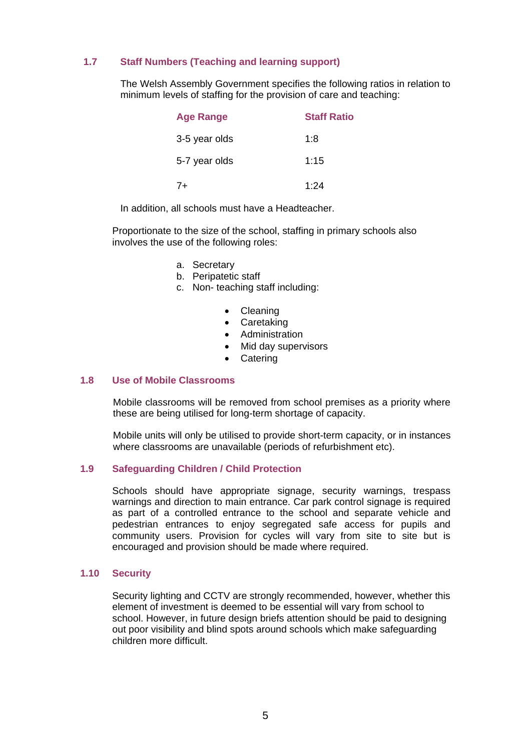### 1.7 Staff Numbers (Teaching and learning support)

The Welsh Assembly Government specifies the following ratios in relation to minimum levels of staffing for the provision of care and teaching:

| Age Range | Staff Ratio |
|---|---|
| 3-5 year olds | 1:8 |
| 5-7 year olds | 1:15 |
| 7+ | 1:24 |

In addition, all schools must have a Headteacher.

Proportionate to the size of the school, staffing in primary schools also involves the use of the following roles:

a. Secretary
b. Peripatetic staff
c. Non- teaching staff including:
    - Cleaning
    - Caretaking
    - Administration
    - Mid day supervisors
    - Catering

### 1.8 Use of Mobile Classrooms

Mobile classrooms will be removed from school premises as a priority where these are being utilised for long-term shortage of capacity.

Mobile units will only be utilised to provide short-term capacity, or in instances where classrooms are unavailable (periods of refurbishment etc).

### 1.9 Safeguarding Children / Child Protection

Schools should have appropriate signage, security warnings, trespass warnings and direction to main entrance. Car park control signage is required as part of a controlled entrance to the school and separate vehicle and pedestrian entrances to enjoy segregated safe access for pupils and community users. Provision for cycles will vary from site to site but is encouraged and provision should be made where required.

### 1.10 Security

Security lighting and CCTV are strongly recommended, however, whether this element of investment is deemed to be essential will vary from school to school. However, in future design briefs attention should be paid to designing out poor visibility and blind spots around schools which make safeguarding children more difficult.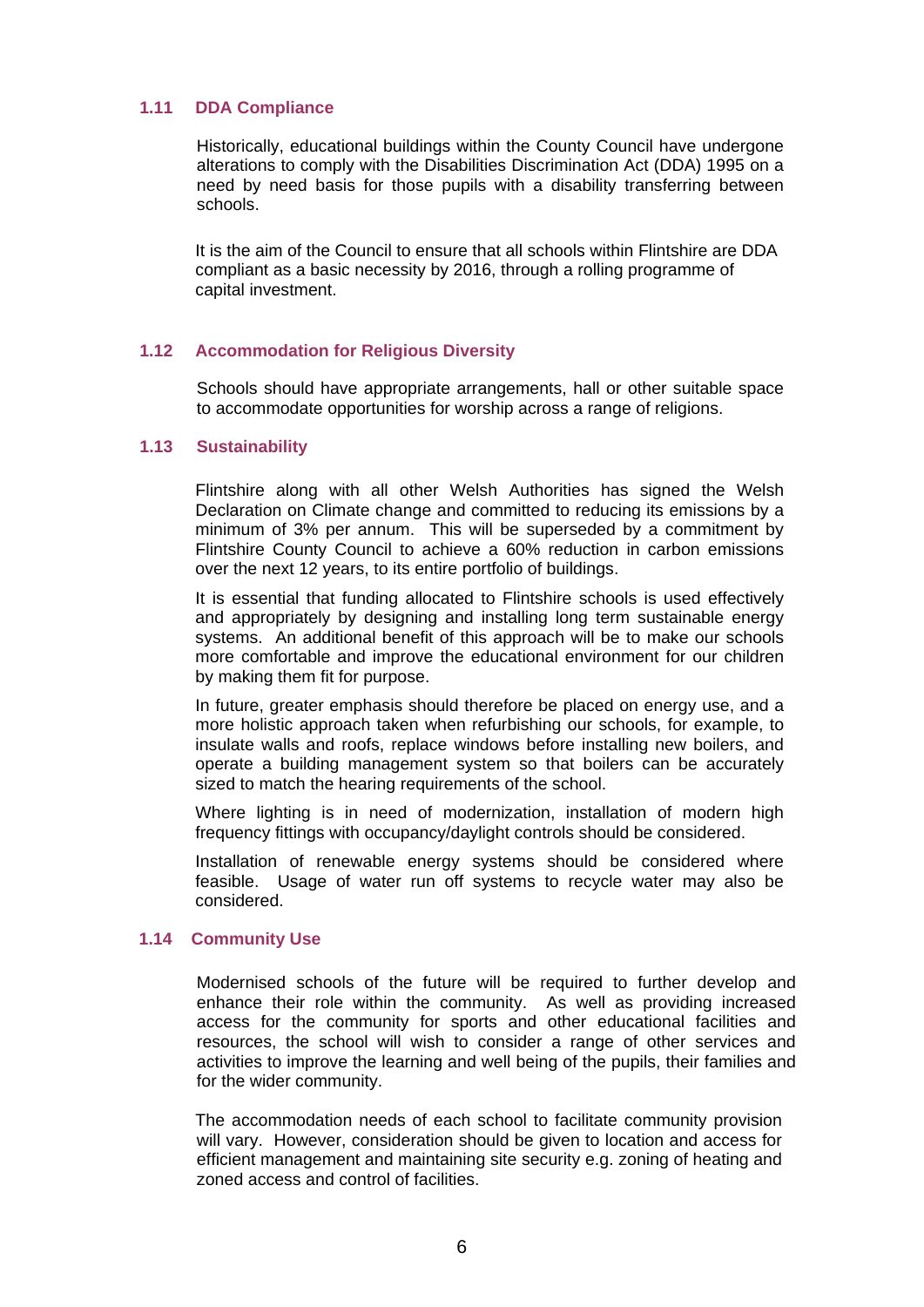### 1.11 DDA Compliance

Historically, educational buildings within the County Council have undergone alterations to comply with the Disabilities Discrimination Act (DDA) 1995 on a need by need basis for those pupils with a disability transferring between schools.

It is the aim of the Council to ensure that all schools within Flintshire are DDA compliant as a basic necessity by 2016, through a rolling programme of capital investment.

### 1.12 Accommodation for Religious Diversity

Schools should have appropriate arrangements, hall or other suitable space to accommodate opportunities for worship across a range of religions.

### 1.13 Sustainability

Flintshire along with all other Welsh Authorities has signed the Welsh Declaration on Climate change and committed to reducing its emissions by a minimum of 3% per annum. This will be superseded by a commitment by Flintshire County Council to achieve a 60% reduction in carbon emissions over the next 12 years, to its entire portfolio of buildings.

It is essential that funding allocated to Flintshire schools is used effectively and appropriately by designing and installing long term sustainable energy systems. An additional benefit of this approach will be to make our schools more comfortable and improve the educational environment for our children by making them fit for purpose.

In future, greater emphasis should therefore be placed on energy use, and a more holistic approach taken when refurbishing our schools, for example, to insulate walls and roofs, replace windows before installing new boilers, and operate a building management system so that boilers can be accurately sized to match the hearing requirements of the school.

Where lighting is in need of modernization, installation of modern high frequency fittings with occupancy/daylight controls should be considered.

Installation of renewable energy systems should be considered where feasible. Usage of water run off systems to recycle water may also be considered.

### 1.14 Community Use

Modernised schools of the future will be required to further develop and enhance their role within the community. As well as providing increased access for the community for sports and other educational facilities and resources, the school will wish to consider a range of other services and activities to improve the learning and well being of the pupils, their families and for the wider community.

The accommodation needs of each school to facilitate community provision will vary. However, consideration should be given to location and access for efficient management and maintaining site security e.g. zoning of heating and zoned access and control of facilities.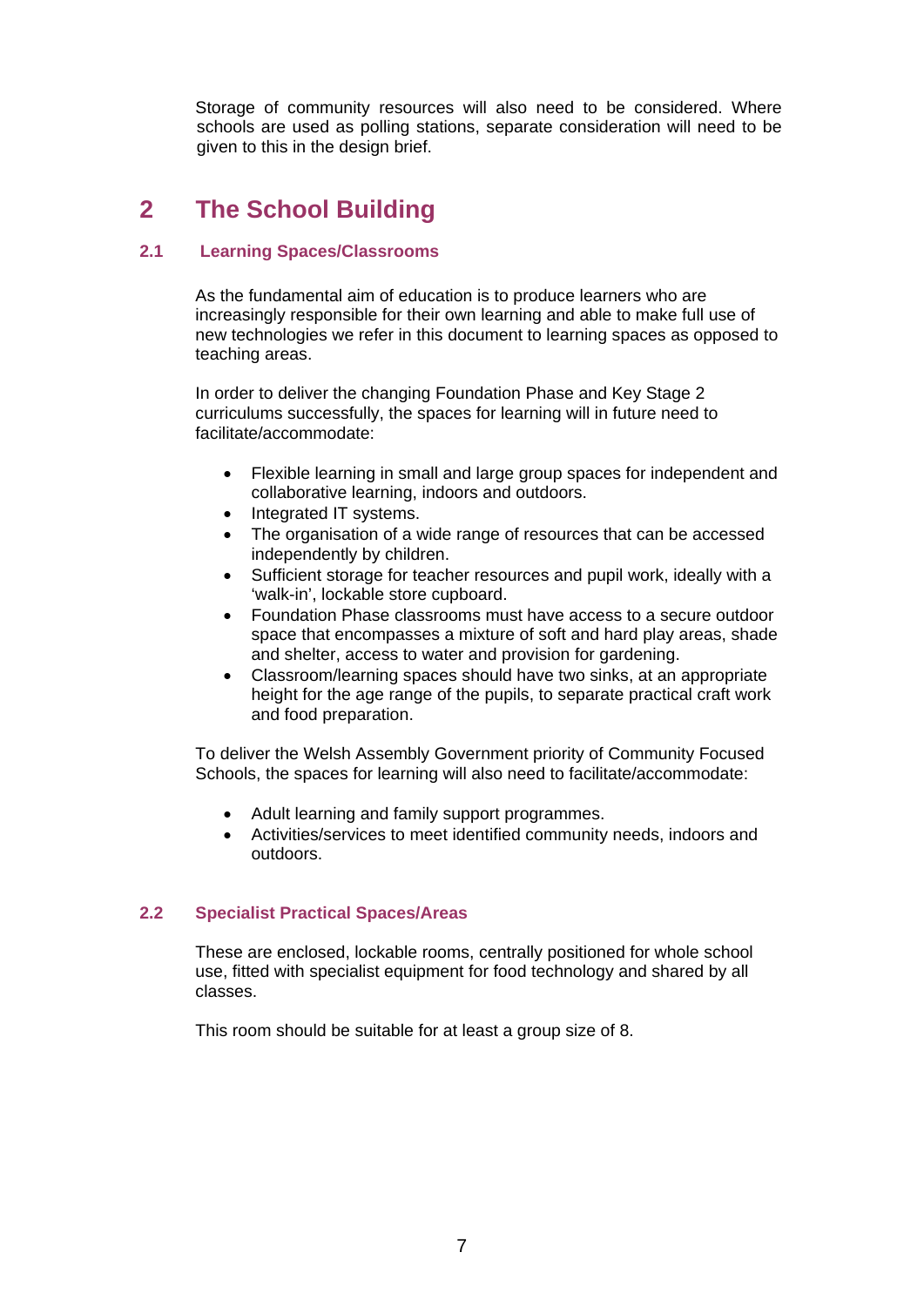Storage of community resources will also need to be considered. Where schools are used as polling stations, separate consideration will need to be given to this in the design brief.

# 2 The School Building

### 2.1 Learning Spaces/Classrooms

As the fundamental aim of education is to produce learners who are increasingly responsible for their own learning and able to make full use of new technologies we refer in this document to learning spaces as opposed to teaching areas.

In order to deliver the changing Foundation Phase and Key Stage 2 curriculums successfully, the spaces for learning will in future need to facilitate/accommodate:

- Flexible learning in small and large group spaces for independent and collaborative learning, indoors and outdoors.
- Integrated IT systems.
- The organisation of a wide range of resources that can be accessed independently by children.
- Sufficient storage for teacher resources and pupil work, ideally with a 'walk-in', lockable store cupboard.
- Foundation Phase classrooms must have access to a secure outdoor space that encompasses a mixture of soft and hard play areas, shade and shelter, access to water and provision for gardening.
- Classroom/learning spaces should have two sinks, at an appropriate height for the age range of the pupils, to separate practical craft work and food preparation.

To deliver the Welsh Assembly Government priority of Community Focused Schools, the spaces for learning will also need to facilitate/accommodate:

- Adult learning and family support programmes.
- Activities/services to meet identified community needs, indoors and outdoors.

### 2.2 Specialist Practical Spaces/Areas

These are enclosed, lockable rooms, centrally positioned for whole school use, fitted with specialist equipment for food technology and shared by all classes.

This room should be suitable for at least a group size of 8.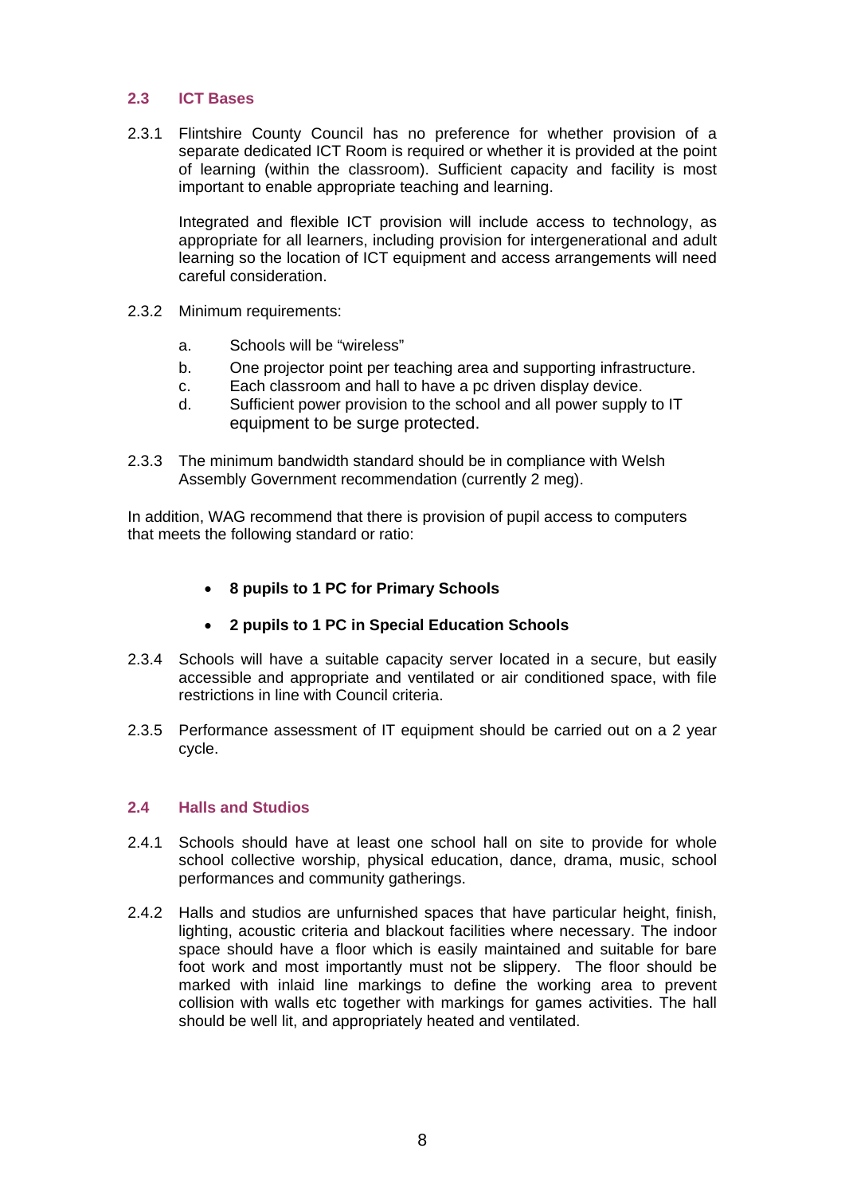## 2.3 ICT Bases

2.3.1 Flintshire County Council has no preference for whether provision of a separate dedicated ICT Room is required or whether it is provided at the point of learning (within the classroom). Sufficient capacity and facility is most important to enable appropriate teaching and learning.

Integrated and flexible ICT provision will include access to technology, as appropriate for all learners, including provision for intergenerational and adult learning so the location of ICT equipment and access arrangements will need careful consideration.

2.3.2 Minimum requirements:

a. Schools will be "wireless"
b. One projector point per teaching area and supporting infrastructure.
c. Each classroom and hall to have a pc driven display device.
d. Sufficient power provision to the school and all power supply to IT equipment to be surge protected.

2.3.3 The minimum bandwidth standard should be in compliance with Welsh Assembly Government recommendation (currently 2 meg).

In addition, WAG recommend that there is provision of pupil access to computers that meets the following standard or ratio:

- **8 pupils to 1 PC for Primary Schools**
- **2 pupils to 1 PC in Special Education Schools**

2.3.4 Schools will have a suitable capacity server located in a secure, but easily accessible and appropriate and ventilated or air conditioned space, with file restrictions in line with Council criteria.

2.3.5 Performance assessment of IT equipment should be carried out on a 2 year cycle.

## 2.4 Halls and Studios

2.4.1 Schools should have at least one school hall on site to provide for whole school collective worship, physical education, dance, drama, music, school performances and community gatherings.

2.4.2 Halls and studios are unfurnished spaces that have particular height, finish, lighting, acoustic criteria and blackout facilities where necessary. The indoor space should have a floor which is easily maintained and suitable for bare foot work and most importantly must not be slippery. The floor should be marked with inlaid line markings to define the working area to prevent collision with walls etc together with markings for games activities. The hall should be well lit, and appropriately heated and ventilated.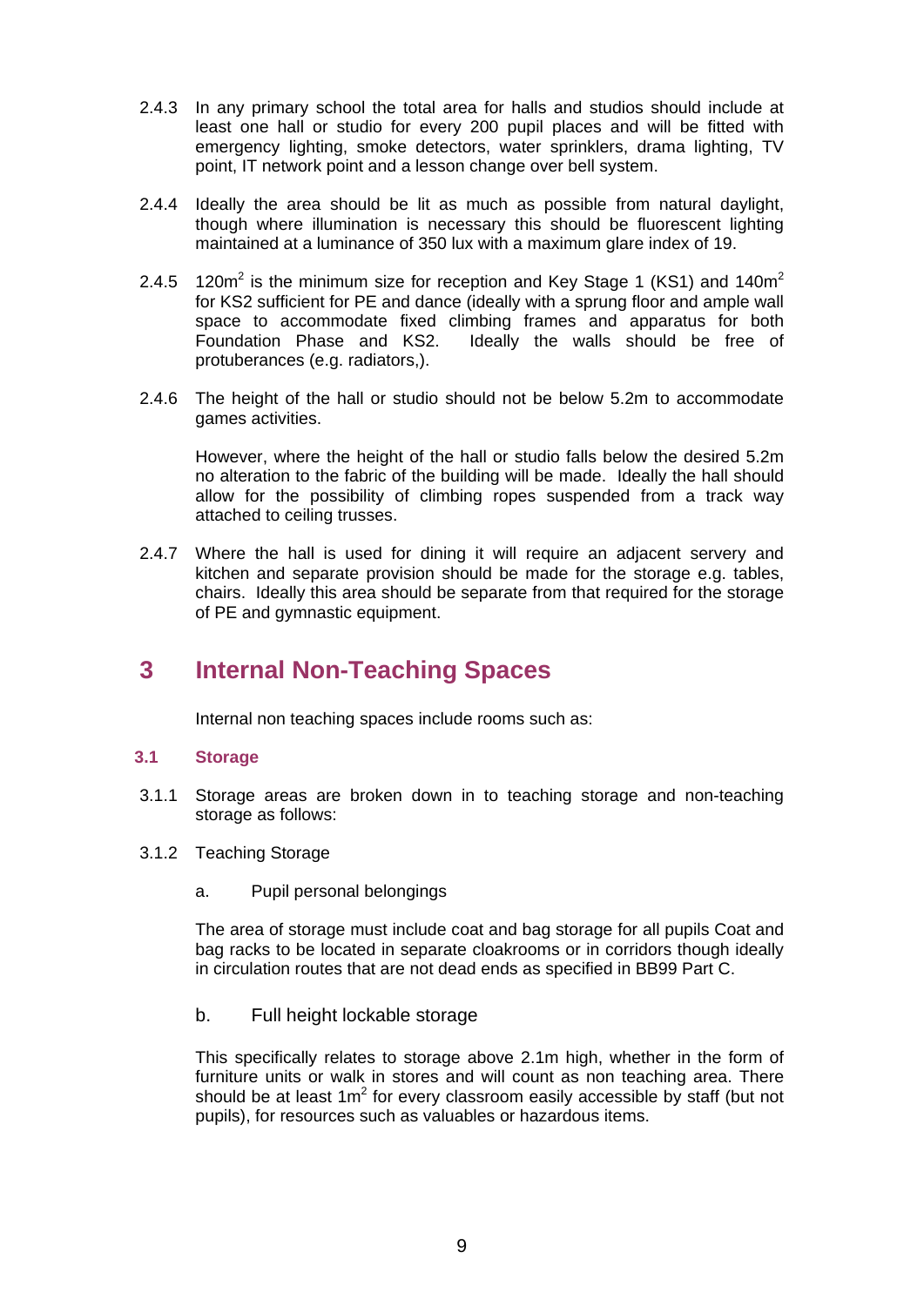2.4.3 In any primary school the total area for halls and studios should include at least one hall or studio for every 200 pupil places and will be fitted with emergency lighting, smoke detectors, water sprinklers, drama lighting, TV point, IT network point and a lesson change over bell system.

2.4.4 Ideally the area should be lit as much as possible from natural daylight, though where illumination is necessary this should be fluorescent lighting maintained at a luminance of 350 lux with a maximum glare index of 19.

2.4.5 $120m^2$ is the minimum size for reception and Key Stage 1 (KS1) and $140m^2$ for KS2 sufficient for PE and dance (ideally with a sprung floor and ample wall space to accommodate fixed climbing frames and apparatus for both Foundation Phase and KS2. Ideally the walls should be free of protuberances (e.g. radiators,).

2.4.6 The height of the hall or studio should not be below 5.2m to accommodate games activities.

However, where the height of the hall or studio falls below the desired 5.2m no alteration to the fabric of the building will be made. Ideally the hall should allow for the possibility of climbing ropes suspended from a track way attached to ceiling trusses.

2.4.7 Where the hall is used for dining it will require an adjacent servery and kitchen and separate provision should be made for the storage e.g. tables, chairs. Ideally this area should be separate from that required for the storage of PE and gymnastic equipment.

# 3 Internal Non-Teaching Spaces

Internal non teaching spaces include rooms such as:

### 3.1 Storage

3.1.1 Storage areas are broken down in to teaching storage and non-teaching storage as follows:

3.1.2 Teaching Storage

a. Pupil personal belongings

The area of storage must include coat and bag storage for all pupils Coat and bag racks to be located in separate cloakrooms or in corridors though ideally in circulation routes that are not dead ends as specified in BB99 Part C.

b. Full height lockable storage

This specifically relates to storage above 2.1m high, whether in the form of furniture units or walk in stores and will count as non teaching area. There should be at least $1m^2$ for every classroom easily accessible by staff (but not pupils), for resources such as valuables or hazardous items.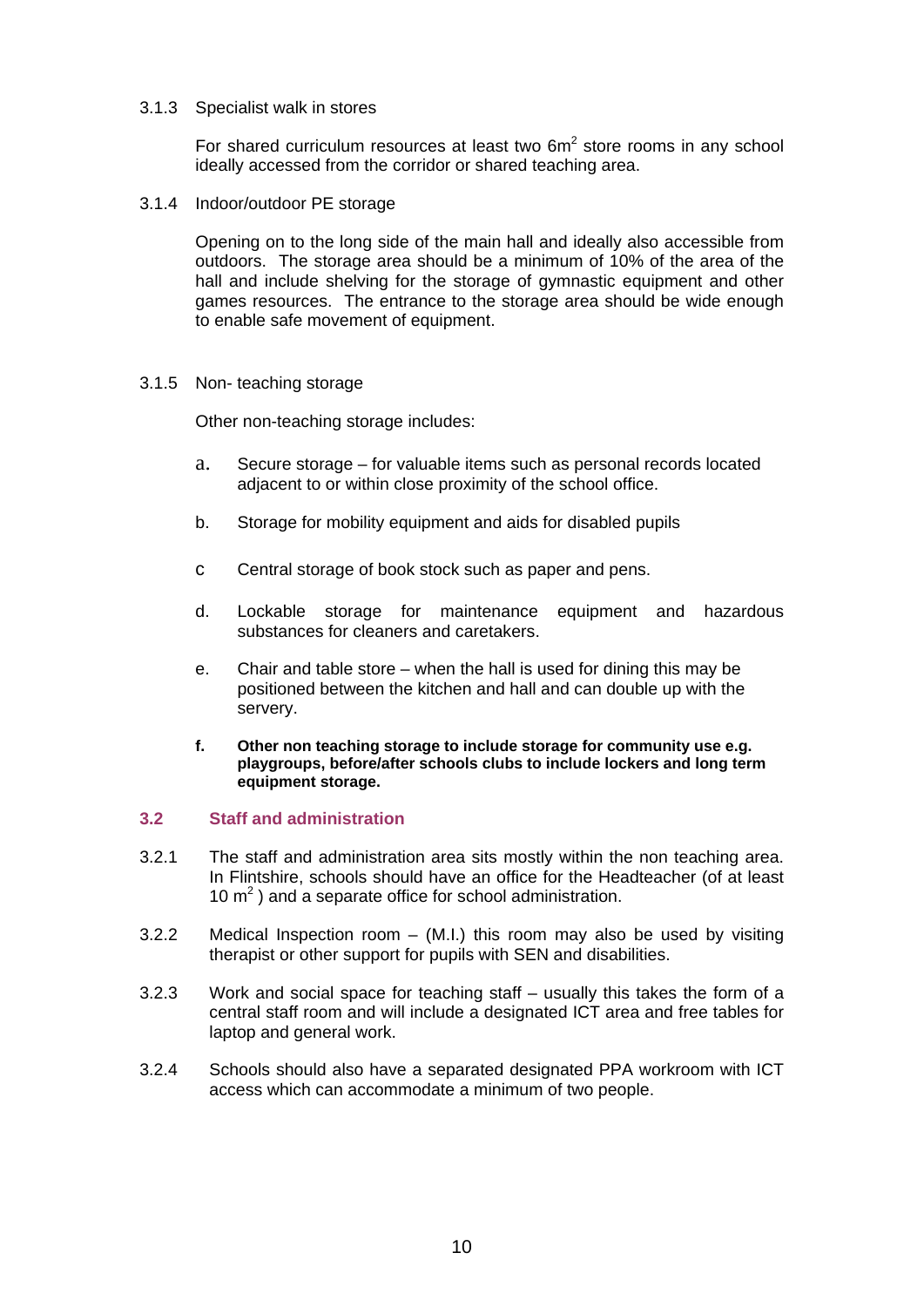3.1.3 Specialist walk in stores

For shared curriculum resources at least two 6m$^2$ store rooms in any school ideally accessed from the corridor or shared teaching area.

3.1.4 Indoor/outdoor PE storage

Opening on to the long side of the main hall and ideally also accessible from outdoors. The storage area should be a minimum of 10% of the area of the hall and include shelving for the storage of gymnastic equipment and other games resources. The entrance to the storage area should be wide enough to enable safe movement of equipment.

3.1.5 Non- teaching storage

Other non-teaching storage includes:

a. Secure storage – for valuable items such as personal records located adjacent to or within close proximity of the school office.

b. Storage for mobility equipment and aids for disabled pupils

c Central storage of book stock such as paper and pens.

d. Lockable storage for maintenance equipment and hazardous substances for cleaners and caretakers.

e. Chair and table store – when the hall is used for dining this may be positioned between the kitchen and hall and can double up with the servery.

**f. Other non teaching storage to include storage for community use e.g. playgroups, before/after schools clubs to include lockers and long term equipment storage.**

### 3.2 Staff and administration

3.2.1 The staff and administration area sits mostly within the non teaching area. In Flintshire, schools should have an office for the Headteacher (of at least 10 m$^2$ ) and a separate office for school administration.

3.2.2 Medical Inspection room – (M.I.) this room may also be used by visiting therapist or other support for pupils with SEN and disabilities.

3.2.3 Work and social space for teaching staff – usually this takes the form of a central staff room and will include a designated ICT area and free tables for laptop and general work.

3.2.4 Schools should also have a separated designated PPA workroom with ICT access which can accommodate a minimum of two people.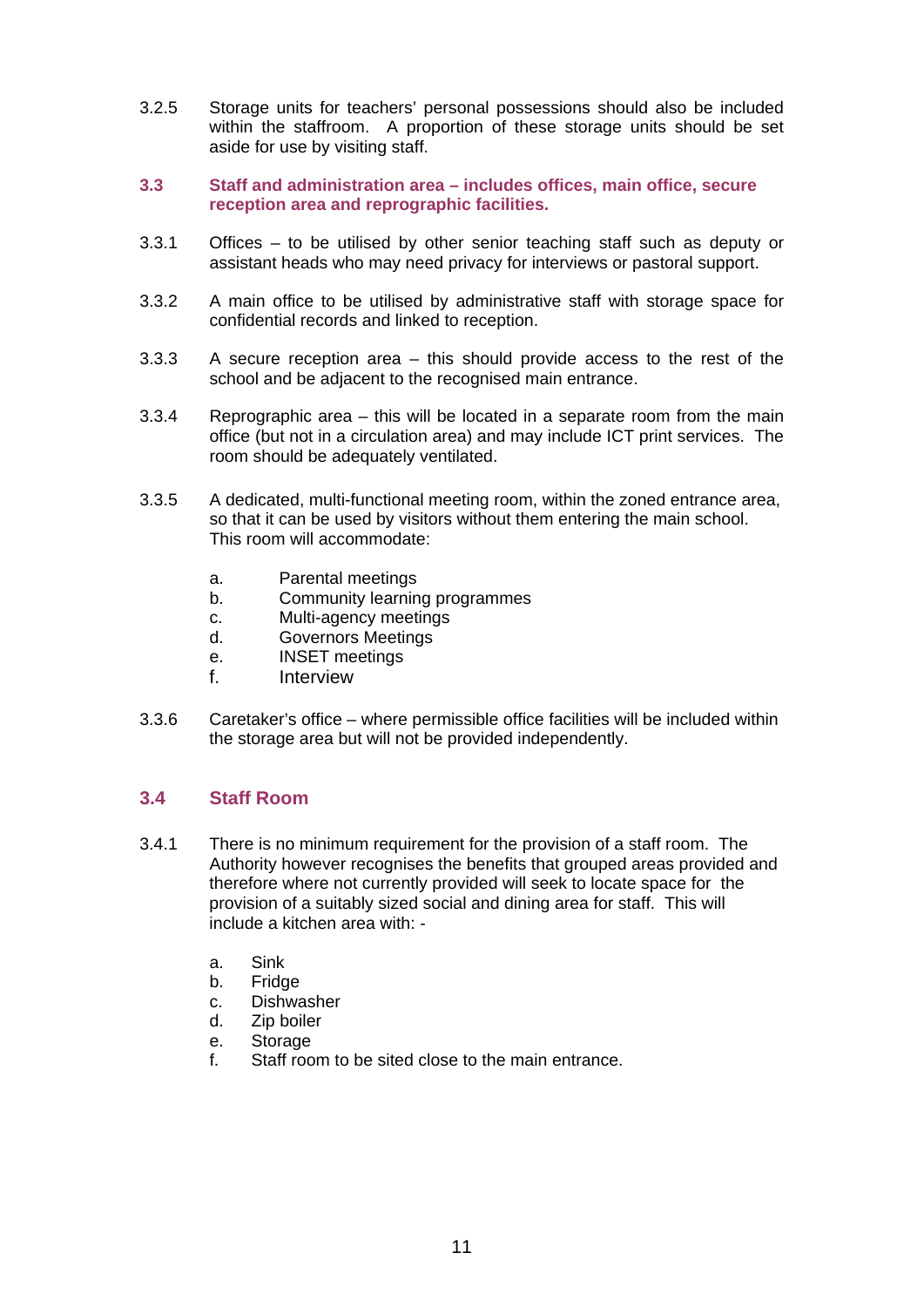3.2.5 Storage units for teachers' personal possessions should also be included within the staffroom. A proportion of these storage units should be set aside for use by visiting staff.

### 3.3 Staff and administration area – includes offices, main office, secure reception area and reprographic facilities.

3.3.1 Offices – to be utilised by other senior teaching staff such as deputy or assistant heads who may need privacy for interviews or pastoral support.

3.3.2 A main office to be utilised by administrative staff with storage space for confidential records and linked to reception.

3.3.3 A secure reception area – this should provide access to the rest of the school and be adjacent to the recognised main entrance.

3.3.4 Reprographic area – this will be located in a separate room from the main office (but not in a circulation area) and may include ICT print services. The room should be adequately ventilated.

3.3.5 A dedicated, multi-functional meeting room, within the zoned entrance area, so that it can be used by visitors without them entering the main school. This room will accommodate:

a. Parental meetings
b. Community learning programmes
c. Multi-agency meetings
d. Governors Meetings
e. INSET meetings
f. Interview

3.3.6 Caretaker's office – where permissible office facilities will be included within the storage area but will not be provided independently.

### 3.4 Staff Room

3.4.1 There is no minimum requirement for the provision of a staff room. The Authority however recognises the benefits that grouped areas provided and therefore where not currently provided will seek to locate space for the provision of a suitably sized social and dining area for staff. This will include a kitchen area with: -

a. Sink
b. Fridge
c. Dishwasher
d. Zip boiler
e. Storage
f. Staff room to be sited close to the main entrance.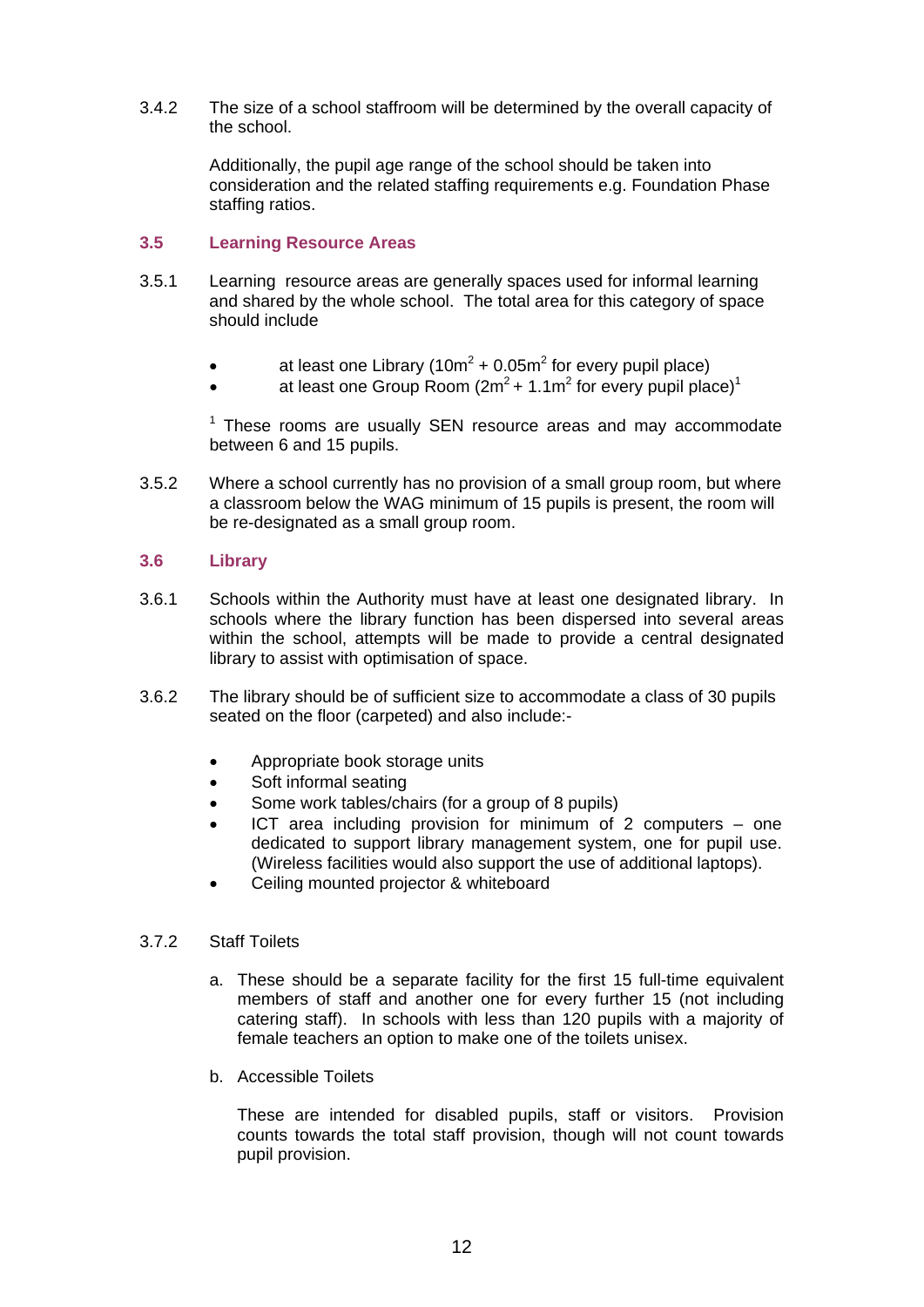3.4.2 The size of a school staffroom will be determined by the overall capacity of the school.

Additionally, the pupil age range of the school should be taken into consideration and the related staffing requirements e.g. Foundation Phase staffing ratios.

### 3.5 Learning Resource Areas

3.5.1 Learning resource areas are generally spaces used for informal learning and shared by the whole school. The total area for this category of space should include

- at least one Library ($10m^2$ + $0.05m^2$ for every pupil place)
- at least one Group Room ($2m^2$ + $1.1m^2$ for every pupil place)[1]

[1] These rooms are usually SEN resource areas and may accommodate between 6 and 15 pupils.

3.5.2 Where a school currently has no provision of a small group room, but where a classroom below the WAG minimum of 15 pupils is present, the room will be re-designated as a small group room.

### 3.6 Library

3.6.1 Schools within the Authority must have at least one designated library. In schools where the library function has been dispersed into several areas within the school, attempts will be made to provide a central designated library to assist with optimisation of space.

3.6.2 The library should be of sufficient size to accommodate a class of 30 pupils seated on the floor (carpeted) and also include:-

- Appropriate book storage units
- Soft informal seating
- Some work tables/chairs (for a group of 8 pupils)
- ICT area including provision for minimum of 2 computers – one dedicated to support library management system, one for pupil use. (Wireless facilities would also support the use of additional laptops).
- Ceiling mounted projector & whiteboard

3.7.2 Staff Toilets

a. These should be a separate facility for the first 15 full-time equivalent members of staff and another one for every further 15 (not including catering staff). In schools with less than 120 pupils with a majority of female teachers an option to make one of the toilets unisex.

b. Accessible Toilets

These are intended for disabled pupils, staff or visitors. Provision counts towards the total staff provision, though will not count towards pupil provision.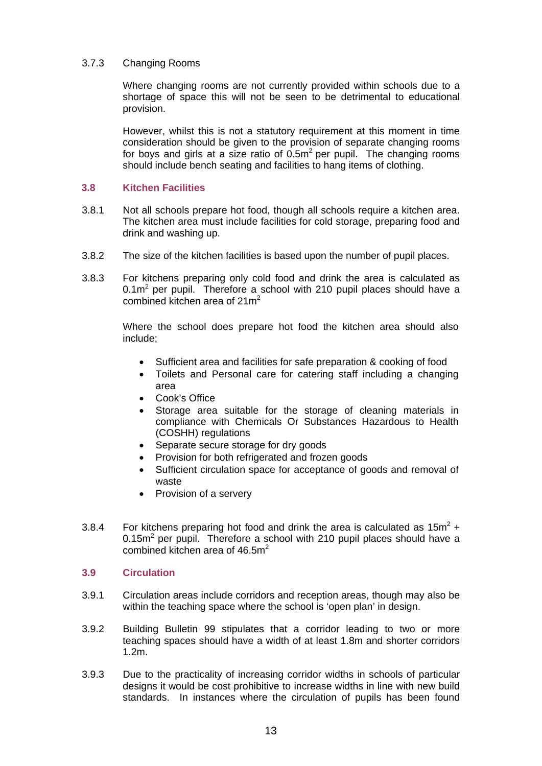3.7.3 Changing Rooms

Where changing rooms are not currently provided within schools due to a shortage of space this will not be seen to be detrimental to educational provision.

However, whilst this is not a statutory requirement at this moment in time consideration should be given to the provision of separate changing rooms for boys and girls at a size ratio of $0.5m^2$ per pupil. The changing rooms should include bench seating and facilities to hang items of clothing.

### 3.8 Kitchen Facilities

3.8.1 Not all schools prepare hot food, though all schools require a kitchen area. The kitchen area must include facilities for cold storage, preparing food and drink and washing up.

3.8.2 The size of the kitchen facilities is based upon the number of pupil places.

3.8.3 For kitchens preparing only cold food and drink the area is calculated as $0.1m^2$ per pupil. Therefore a school with 210 pupil places should have a combined kitchen area of $21m^2$

Where the school does prepare hot food the kitchen area should also include;

- Sufficient area and facilities for safe preparation & cooking of food
- Toilets and Personal care for catering staff including a changing area
- Cook's Office
- Storage area suitable for the storage of cleaning materials in compliance with Chemicals Or Substances Hazardous to Health (COSHH) regulations
- Separate secure storage for dry goods
- Provision for both refrigerated and frozen goods
- Sufficient circulation space for acceptance of goods and removal of waste
- Provision of a servery

3.8.4 For kitchens preparing hot food and drink the area is calculated as $15m^2$ + $0.15m^2$ per pupil. Therefore a school with 210 pupil places should have a combined kitchen area of $46.5m^2$

### 3.9 Circulation

3.9.1 Circulation areas include corridors and reception areas, though may also be within the teaching space where the school is 'open plan' in design.

3.9.2 Building Bulletin 99 stipulates that a corridor leading to two or more teaching spaces should have a width of at least 1.8m and shorter corridors 1.2m.

3.9.3 Due to the practicality of increasing corridor widths in schools of particular designs it would be cost prohibitive to increase widths in line with new build standards. In instances where the circulation of pupils has been found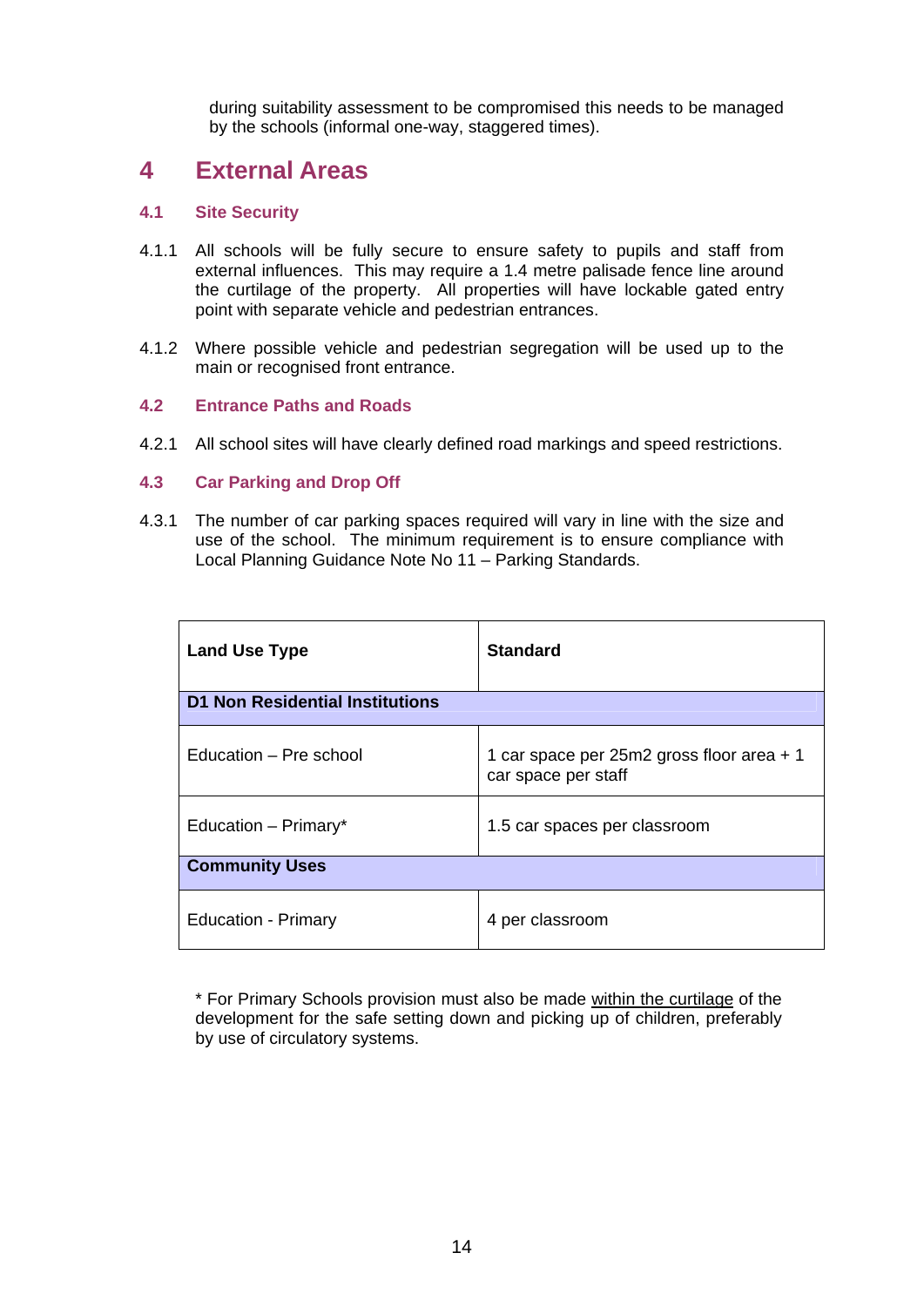during suitability assessment to be compromised this needs to be managed by the schools (informal one-way, staggered times).

# 4 External Areas

## 4.1 Site Security

4.1.1 All schools will be fully secure to ensure safety to pupils and staff from external influences. This may require a 1.4 metre palisade fence line around the curtilage of the property. All properties will have lockable gated entry point with separate vehicle and pedestrian entrances.

4.1.2 Where possible vehicle and pedestrian segregation will be used up to the main or recognised front entrance.

## 4.2 Entrance Paths and Roads

4.2.1 All school sites will have clearly defined road markings and speed restrictions.

## 4.3 Car Parking and Drop Off

4.3.1 The number of car parking spaces required will vary in line with the size and use of the school. The minimum requirement is to ensure compliance with Local Planning Guidance Note No 11 – Parking Standards.

| Land Use Type | Standard |
|---|---|
| **D1 Non Residential Institutions** | |
| Education – Pre school | 1 car space per 25m2 gross floor area + 1 car space per staff |
| Education – Primary* | 1.5 car spaces per classroom |
| **Community Uses** | |
| Education - Primary | 4 per classroom |

* For Primary Schools provision must also be made within the curtilage of the development for the safe setting down and picking up of children, preferably by use of circulatory systems.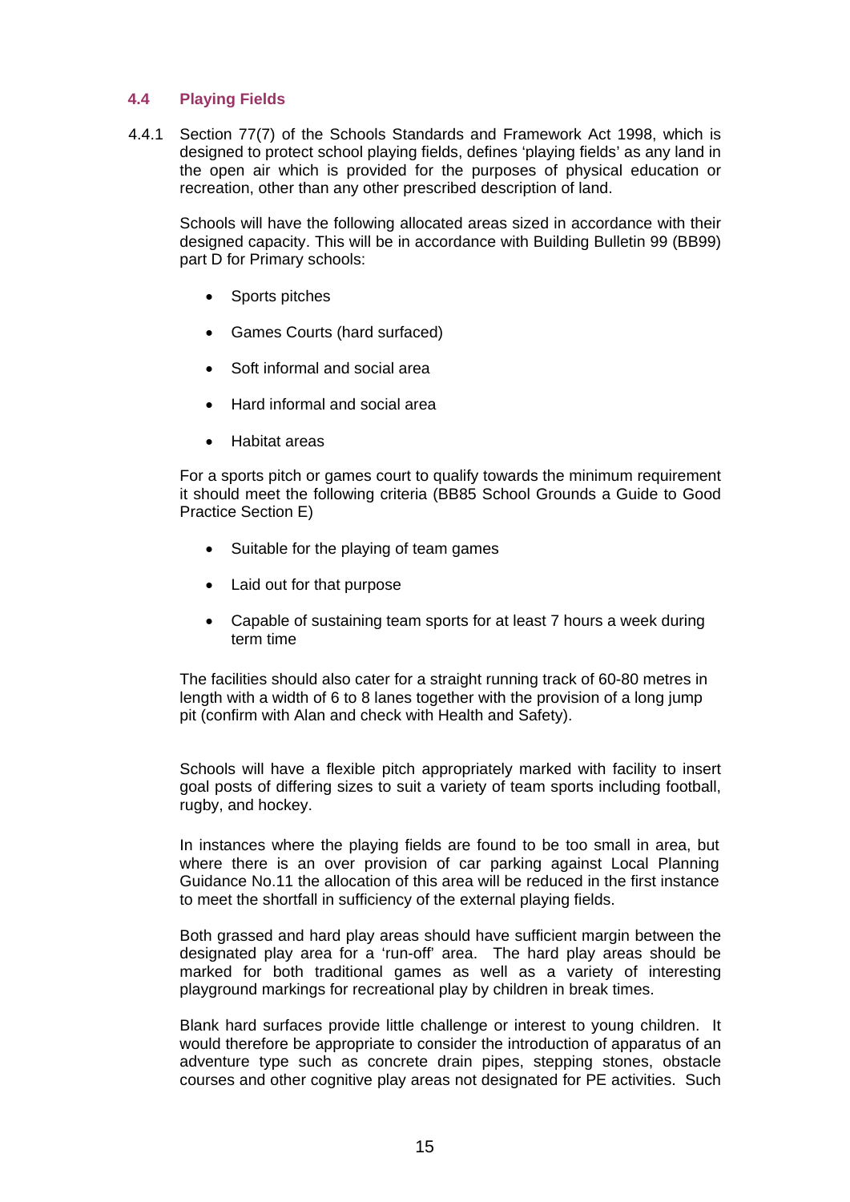### 4.4 Playing Fields

4.4.1 Section 77(7) of the Schools Standards and Framework Act 1998, which is designed to protect school playing fields, defines 'playing fields' as any land in the open air which is provided for the purposes of physical education or recreation, other than any other prescribed description of land.

Schools will have the following allocated areas sized in accordance with their designed capacity. This will be in accordance with Building Bulletin 99 (BB99) part D for Primary schools:

- Sports pitches
- Games Courts (hard surfaced)
- Soft informal and social area
- Hard informal and social area
- Habitat areas

For a sports pitch or games court to qualify towards the minimum requirement it should meet the following criteria (BB85 School Grounds a Guide to Good Practice Section E)

- Suitable for the playing of team games
- Laid out for that purpose
- Capable of sustaining team sports for at least 7 hours a week during term time

The facilities should also cater for a straight running track of 60-80 metres in length with a width of 6 to 8 lanes together with the provision of a long jump pit (confirm with Alan and check with Health and Safety).

Schools will have a flexible pitch appropriately marked with facility to insert goal posts of differing sizes to suit a variety of team sports including football, rugby, and hockey.

In instances where the playing fields are found to be too small in area, but where there is an over provision of car parking against Local Planning Guidance No.11 the allocation of this area will be reduced in the first instance to meet the shortfall in sufficiency of the external playing fields.

Both grassed and hard play areas should have sufficient margin between the designated play area for a 'run-off' area. The hard play areas should be marked for both traditional games as well as a variety of interesting playground markings for recreational play by children in break times.

Blank hard surfaces provide little challenge or interest to young children. It would therefore be appropriate to consider the introduction of apparatus of an adventure type such as concrete drain pipes, stepping stones, obstacle courses and other cognitive play areas not designated for PE activities. Such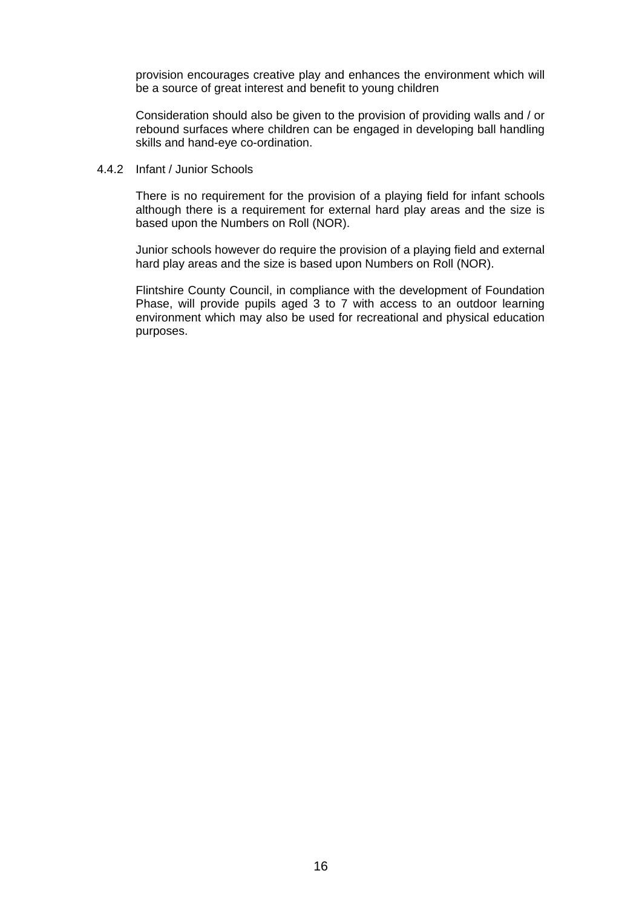provision encourages creative play and enhances the environment which will be a source of great interest and benefit to young children

Consideration should also be given to the provision of providing walls and / or rebound surfaces where children can be engaged in developing ball handling skills and hand-eye co-ordination.

4.4.2 Infant / Junior Schools

There is no requirement for the provision of a playing field for infant schools although there is a requirement for external hard play areas and the size is based upon the Numbers on Roll (NOR).

Junior schools however do require the provision of a playing field and external hard play areas and the size is based upon Numbers on Roll (NOR).

Flintshire County Council, in compliance with the development of Foundation Phase, will provide pupils aged 3 to 7 with access to an outdoor learning environment which may also be used for recreational and physical education purposes.